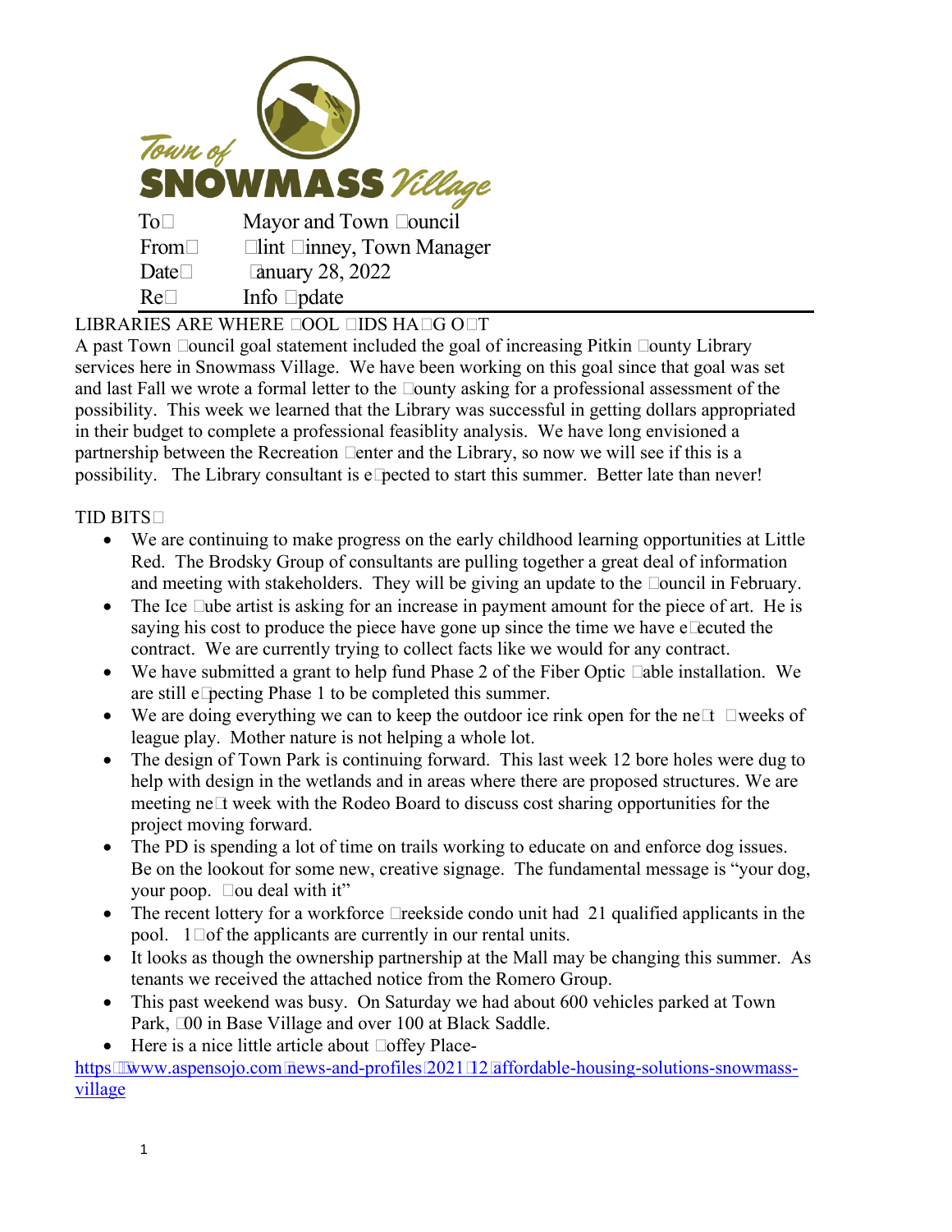Town of SNOWMASS Village

| | |
|---|---|
| To: | Mayor and Town Council |
| From: | Clint Kinney, Town Manager |
| Date: | January 28, 2022 |
| Re: | Info Update |

## LIBRARIES ARE WHERE COOL KIDS HANG OUT

A past Town Council goal statement included the goal of increasing Pitkin County Library services here in Snowmass Village. We have been working on this goal since that goal was set and last Fall we wrote a formal letter to the County asking for a professional assessment of the possibility. This week we learned that the Library was successful in getting dollars appropriated in their budget to complete a professional feasiblity analysis. We have long envisioned a partnership between the Recreation Center and the Library, so now we will see if this is a possibility. The Library consultant is expected to start this summer. Better late than never!

## TID BITS:

- We are continuing to make progress on the early childhood learning opportunities at Little Red. The Brodsky Group of consultants are pulling together a great deal of information and meeting with stakeholders. They will be giving an update to the Council in February.
- The Ice Cube artist is asking for an increase in payment amount for the piece of art. He is saying his cost to produce the piece have gone up since the time we have executed the contract. We are currently trying to collect facts like we would for any contract.
- We have submitted a grant to help fund Phase 2 of the Fiber Optic Cable installation. We are still expecting Phase 1 to be completed this summer.
- We are doing everything we can to keep the outdoor ice rink open for the next □ weeks of league play. Mother nature is not helping a whole lot.
- The design of Town Park is continuing forward. This last week 12 bore holes were dug to help with design in the wetlands and in areas where there are proposed structures. We are meeting next week with the Rodeo Board to discuss cost sharing opportunities for the project moving forward.
- The PD is spending a lot of time on trails working to educate on and enforce dog issues. Be on the lookout for some new, creative signage. The fundamental message is "your dog, your poop. You deal with it"
- The recent lottery for a workforce Creekside condo unit had 21 qualified applicants in the pool. 1□ of the applicants are currently in our rental units.
- It looks as though the ownership partnership at the Mall may be changing this summer. As tenants we received the attached notice from the Romero Group.
- This past weekend was busy. On Saturday we had about 600 vehicles parked at Town Park, □00 in Base Village and over 100 at Black Saddle.
- Here is a nice little article about Coffey Place-

https://www.aspensojo.com/news-and-profiles/2021/12/affordable-housing-solutions-snowmass-village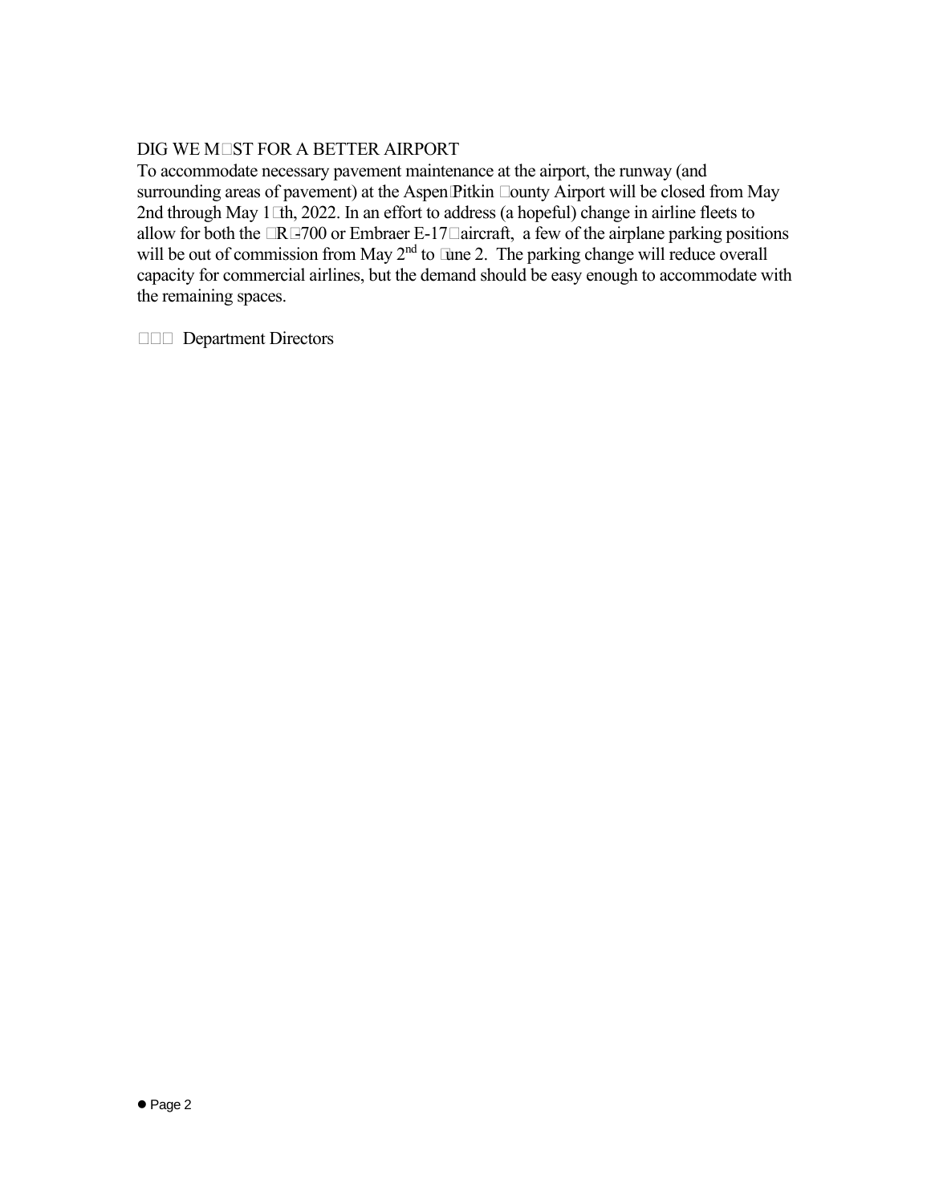DIG WE M□ST FOR A BETTER AIRPORT

To accommodate necessary pavement maintenance at the airport, the runway (and surrounding areas of pavement) at the Aspen□Pitkin □ounty Airport will be closed from May 2nd through May 1□th, 2022. In an effort to address (a hopeful) change in airline fleets to allow for both the □R□700 or Embraer E-17□aircraft, a few of the airplane parking positions will be out of commission from May 2nd to □une 2. The parking change will reduce overall capacity for commercial airlines, but the demand should be easy enough to accommodate with the remaining spaces.

□□□ Department Directors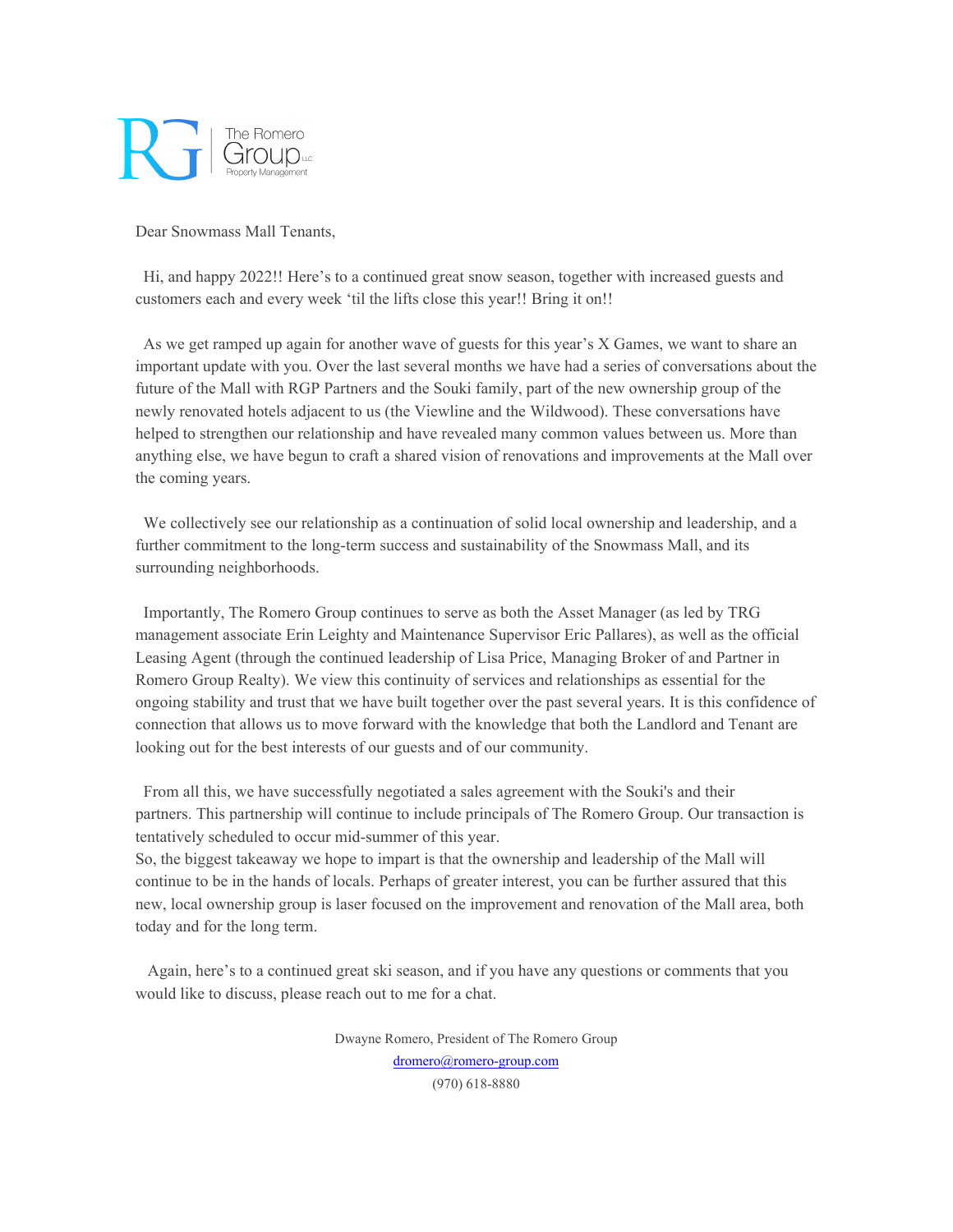The Romero Group LLC
Property Management

Dear Snowmass Mall Tenants,

Hi, and happy 2022!! Here's to a continued great snow season, together with increased guests and customers each and every week 'til the lifts close this year!! Bring it on!!

As we get ramped up again for another wave of guests for this year's X Games, we want to share an important update with you. Over the last several months we have had a series of conversations about the future of the Mall with RGP Partners and the Souki family, part of the new ownership group of the newly renovated hotels adjacent to us (the Viewline and the Wildwood). These conversations have helped to strengthen our relationship and have revealed many common values between us. More than anything else, we have begun to craft a shared vision of renovations and improvements at the Mall over the coming years.

We collectively see our relationship as a continuation of solid local ownership and leadership, and a further commitment to the long-term success and sustainability of the Snowmass Mall, and its surrounding neighborhoods.

Importantly, The Romero Group continues to serve as both the Asset Manager (as led by TRG management associate Erin Leighty and Maintenance Supervisor Eric Pallares), as well as the official Leasing Agent (through the continued leadership of Lisa Price, Managing Broker of and Partner in Romero Group Realty). We view this continuity of services and relationships as essential for the ongoing stability and trust that we have built together over the past several years. It is this confidence of connection that allows us to move forward with the knowledge that both the Landlord and Tenant are looking out for the best interests of our guests and of our community.

From all this, we have successfully negotiated a sales agreement with the Souki's and their partners. This partnership will continue to include principals of The Romero Group. Our transaction is tentatively scheduled to occur mid-summer of this year.
So, the biggest takeaway we hope to impart is that the ownership and leadership of the Mall will continue to be in the hands of locals. Perhaps of greater interest, you can be further assured that this new, local ownership group is laser focused on the improvement and renovation of the Mall area, both today and for the long term.

Again, here's to a continued great ski season, and if you have any questions or comments that you would like to discuss, please reach out to me for a chat.

Dwayne Romero, President of The Romero Group
dromero@romero-group.com
(970) 618-8880